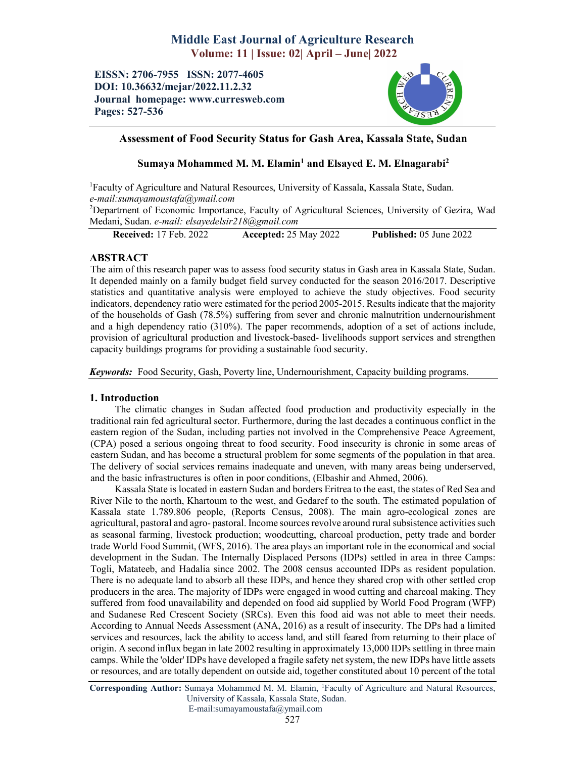# Assessment of Food Security Status for Gash Area, Kassala State, Sudan

**Sumaya Mohammed M. M. Elamin[1] and Elsayed E. M. Elnagarabi[2]**

[1]Faculty of Agriculture and Natural Resources, University of Kassala, Kassala State, Sudan.
*e-mail:sumayamoustafa@ymail.com*

[2]Department of Economic Importance, Faculty of Agricultural Sciences, University of Gezira, Wad Medani, Sudan. *e-mail: elsayedelsir218@gmail.com*

**Received:** 17 Feb. 2022 **Accepted:** 25 May 2022 **Published:** 05 June 2022

## ABSTRACT

The aim of this research paper was to assess food security status in Gash area in Kassala State, Sudan. It depended mainly on a family budget field survey conducted for the season 2016/2017. Descriptive statistics and quantitative analysis were employed to achieve the study objectives. Food security indicators, dependency ratio were estimated for the period 2005-2015. Results indicate that the majority of the households of Gash (78.5%) suffering from sever and chronic malnutrition undernourishment and a high dependency ratio (310%). The paper recommends, adoption of a set of actions include, provision of agricultural production and livestock-based- livelihoods support services and strengthen capacity buildings programs for providing a sustainable food security.

***Keywords:*** Food Security, Gash, Poverty line, Undernourishment, Capacity building programs.

## 1. Introduction

The climatic changes in Sudan affected food production and productivity especially in the traditional rain fed agricultural sector. Furthermore, during the last decades a continuous conflict in the eastern region of the Sudan, including parties not involved in the Comprehensive Peace Agreement, (CPA) posed a serious ongoing threat to food security. Food insecurity is chronic in some areas of eastern Sudan, and has become a structural problem for some segments of the population in that area. The delivery of social services remains inadequate and uneven, with many areas being underserved, and the basic infrastructures is often in poor conditions, (Elbashir and Ahmed, 2006).

Kassala State is located in eastern Sudan and borders Eritrea to the east, the states of Red Sea and River Nile to the north, Khartoum to the west, and Gedaref to the south. The estimated population of Kassala state 1.789.806 people, (Reports Census, 2008). The main agro-ecological zones are agricultural, pastoral and agro- pastoral. Income sources revolve around rural subsistence activities such as seasonal farming, livestock production; woodcutting, charcoal production, petty trade and border trade World Food Summit, (WFS, 2016). The area plays an important role in the economical and social development in the Sudan. The Internally Displaced Persons (IDPs) settled in area in three Camps: Togli, Matateeb, and Hadalia since 2002. The 2008 census accounted IDPs as resident population. There is no adequate land to absorb all these IDPs, and hence they shared crop with other settled crop producers in the area. The majority of IDPs were engaged in wood cutting and charcoal making. They suffered from food unavailability and depended on food aid supplied by World Food Program (WFP) and Sudanese Red Crescent Society (SRCs). Even this food aid was not able to meet their needs. According to Annual Needs Assessment (ANA, 2016) as a result of insecurity. The DPs had a limited services and resources, lack the ability to access land, and still feared from returning to their place of origin. A second influx began in late 2002 resulting in approximately 13,000 IDPs settling in three main camps. While the 'older' IDPs have developed a fragile safety net system, the new IDPs have little assets or resources, and are totally dependent on outside aid, together constituted about 10 percent of the total

**Corresponding Author:** Sumaya Mohammed M. M. Elamin, [1]Faculty of Agriculture and Natural Resources, University of Kassala, Kassala State, Sudan.
E-mail:sumayamoustafa@ymail.com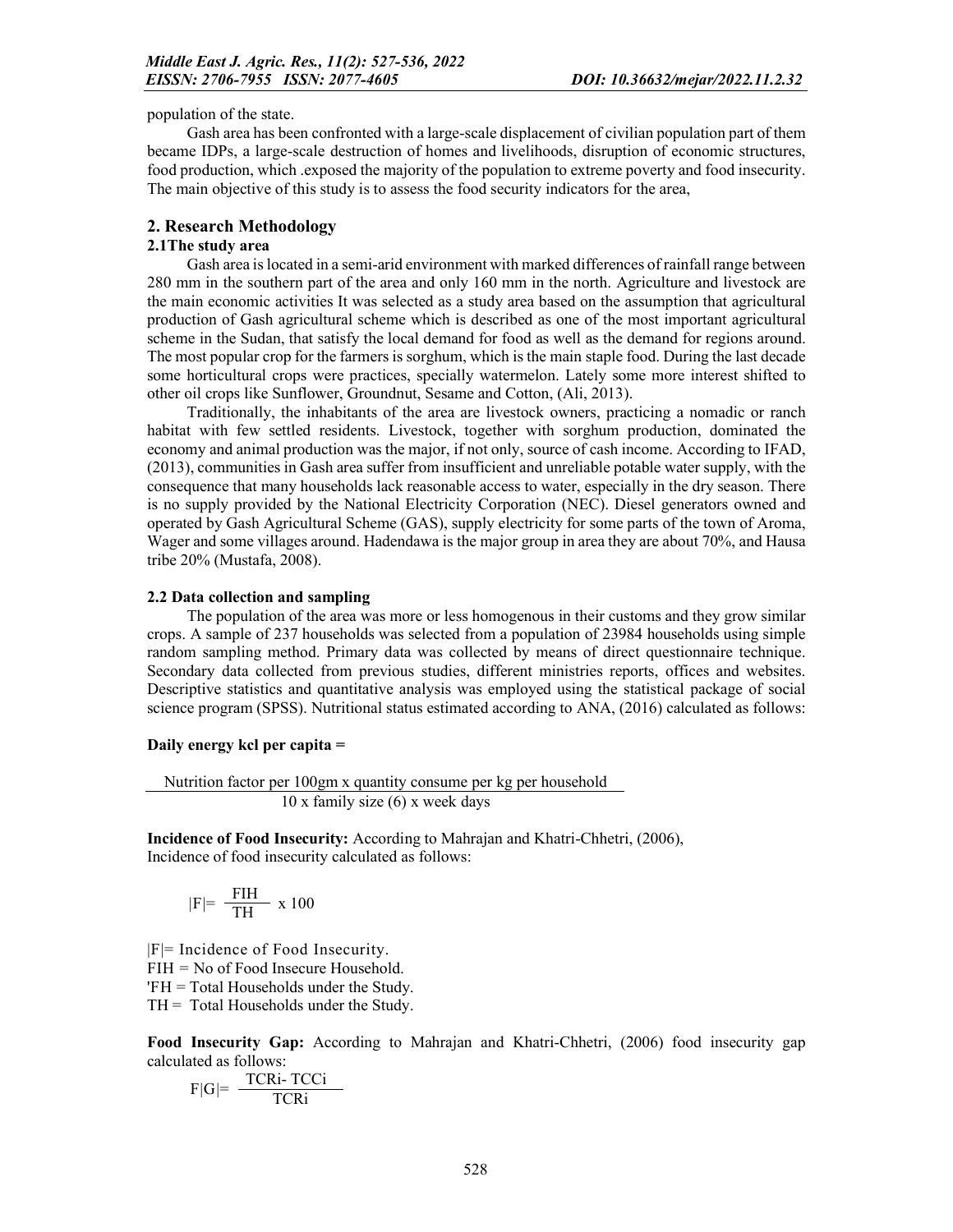population of the state.

Gash area has been confronted with a large-scale displacement of civilian population part of them became IDPs, a large-scale destruction of homes and livelihoods, disruption of economic structures, food production, which .exposed the majority of the population to extreme poverty and food insecurity. The main objective of this study is to assess the food security indicators for the area,

## 2. Research Methodology

### 2.1The study area

Gash area is located in a semi-arid environment with marked differences of rainfall range between 280 mm in the southern part of the area and only 160 mm in the north. Agriculture and livestock are the main economic activities It was selected as a study area based on the assumption that agricultural production of Gash agricultural scheme which is described as one of the most important agricultural scheme in the Sudan, that satisfy the local demand for food as well as the demand for regions around. The most popular crop for the farmers is sorghum, which is the main staple food. During the last decade some horticultural crops were practices, specially watermelon. Lately some more interest shifted to other oil crops like Sunflower, Groundnut, Sesame and Cotton, (Ali, 2013).

Traditionally, the inhabitants of the area are livestock owners, practicing a nomadic or ranch habitat with few settled residents. Livestock, together with sorghum production, dominated the economy and animal production was the major, if not only, source of cash income. According to IFAD, (2013), communities in Gash area suffer from insufficient and unreliable potable water supply, with the consequence that many households lack reasonable access to water, especially in the dry season. There is no supply provided by the National Electricity Corporation (NEC). Diesel generators owned and operated by Gash Agricultural Scheme (GAS), supply electricity for some parts of the town of Aroma, Wager and some villages around. Hadendawa is the major group in area they are about 70%, and Hausa tribe 20% (Mustafa, 2008).

### 2.2 Data collection and sampling

The population of the area was more or less homogenous in their customs and they grow similar crops. A sample of 237 households was selected from a population of 23984 households using simple random sampling method. Primary data was collected by means of direct questionnaire technique. Secondary data collected from previous studies, different ministries reports, offices and websites. Descriptive statistics and quantitative analysis was employed using the statistical package of social science program (SPSS). Nutritional status estimated according to ANA, (2016) calculated as follows:

**Daily energy kcl per capita =**

$$\frac{\text{Nutrition factor per 100gm x quantity consume per kg per household}}{\text{10 x family size (6) x week days}}$$

**Incidence of Food Insecurity:** According to Mahrajan and Khatri-Chhetri, (2006), Incidence of food insecurity calculated as follows:

$$|F| = \frac{FIH}{TH} \times 100$$

|F|= Incidence of Food Insecurity.
FIH = No of Food Insecure Household.
'FH = Total Households under the Study.
TH = Total Households under the Study.

**Food Insecurity Gap:** According to Mahrajan and Khatri-Chhetri, (2006) food insecurity gap calculated as follows:

$$F|G| = \frac{TCRi - TCCi}{TCRi}$$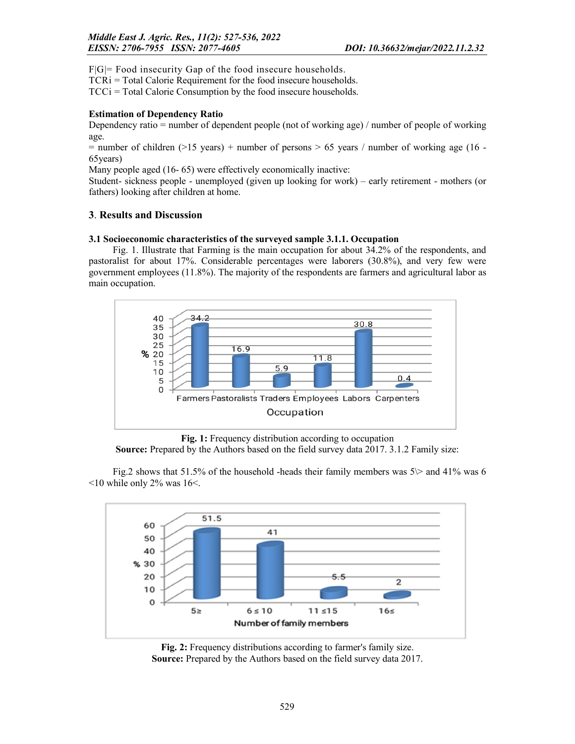F|G|= Food insecurity Gap of the food insecure households.
TCRi = Total Calorie Requirement for the food insecure households.
TCCi = Total Calorie Consumption by the food insecure households.

**Estimation of Dependency Ratio**

Dependency ratio = number of dependent people (not of working age) / number of people of working age.

= number of children (>15 years) + number of persons > 65 years / number of working age (16 - 65years)

Many people aged (16- 65) were effectively economically inactive:

Student- sickness people - unemployed (given up looking for work) – early retirement - mothers (or fathers) looking after children at home.

## 3. Results and Discussion

### 3.1 Socioeconomic characteristics of the surveyed sample 3.1.1. Occupation

Fig. 1. Illustrate that Farming is the main occupation for about 34.2% of the respondents, and pastoralist for about 17%. Considerable percentages were laborers (30.8%), and very few were government employees (11.8%). The majority of the respondents are farmers and agricultural labor as main occupation.

**Fig. 1:** Frequency distribution according to occupation
**Source:** Prepared by the Authors based on the field survey data 2017. 3.1.2 Family size:

Fig.2 shows that 51.5% of the household -heads their family members was 5\> and 41% was 6 <10 while only 2% was 16<.

**Fig. 2:** Frequency distributions according to farmer's family size.
**Source:** Prepared by the Authors based on the field survey data 2017.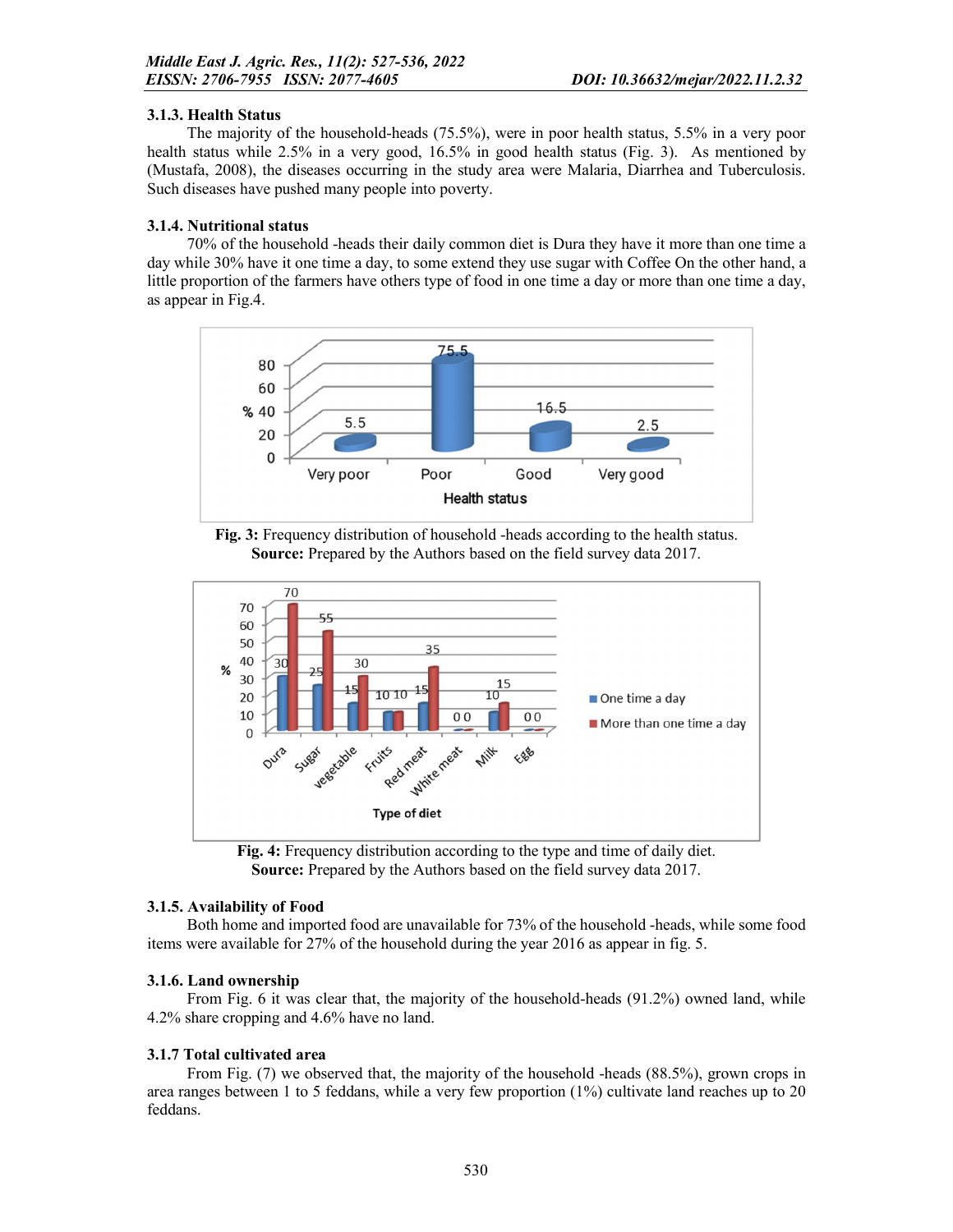### 3.1.3. Health Status

The majority of the household-heads (75.5%), were in poor health status, 5.5% in a very poor health status while 2.5% in a very good, 16.5% in good health status (Fig. 3). As mentioned by (Mustafa, 2008), the diseases occurring in the study area were Malaria, Diarrhea and Tuberculosis. Such diseases have pushed many people into poverty.

### 3.1.4. Nutritional status

70% of the household -heads their daily common diet is Dura they have it more than one time a day while 30% have it one time a day, to some extend they use sugar with Coffee On the other hand, a little proportion of the farmers have others type of food in one time a day or more than one time a day, as appear in Fig.4.

**Fig. 3:** Frequency distribution of household -heads according to the health status.
**Source:** Prepared by the Authors based on the field survey data 2017.

**Fig. 4:** Frequency distribution according to the type and time of daily diet.
**Source:** Prepared by the Authors based on the field survey data 2017.

### 3.1.5. Availability of Food

Both home and imported food are unavailable for 73% of the household -heads, while some food items were available for 27% of the household during the year 2016 as appear in fig. 5.

### 3.1.6. Land ownership

From Fig. 6 it was clear that, the majority of the household-heads (91.2%) owned land, while 4.2% share cropping and 4.6% have no land.

### 3.1.7 Total cultivated area

From Fig. (7) we observed that, the majority of the household -heads (88.5%), grown crops in area ranges between 1 to 5 feddans, while a very few proportion (1%) cultivate land reaches up to 20 feddans.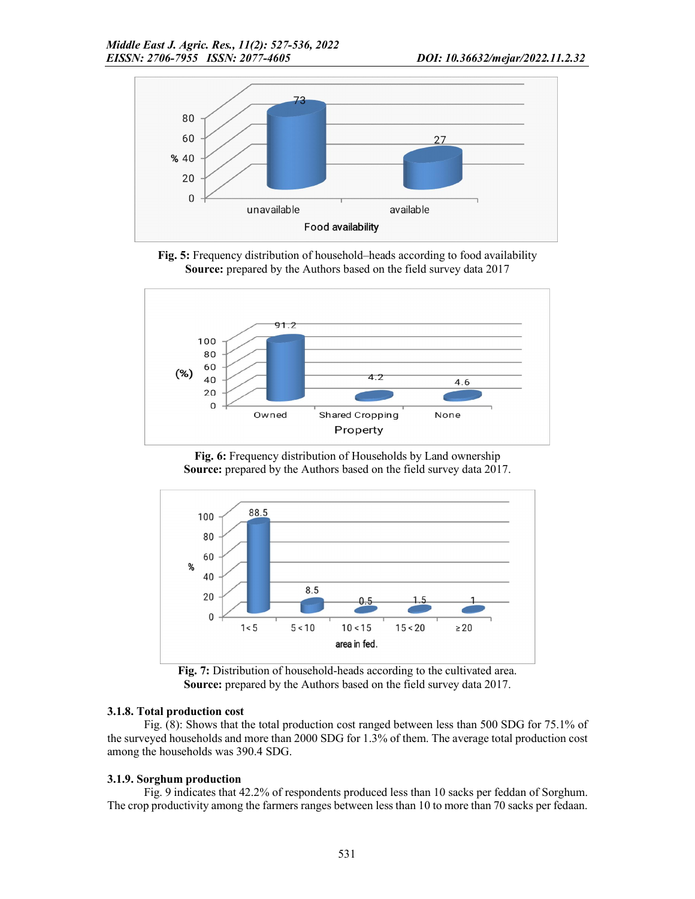Fig. 5: Frequency distribution of household–heads according to food availability
**Source:** prepared by the Authors based on the field survey data 2017

Fig. 6: Frequency distribution of Households by Land ownership
**Source:** prepared by the Authors based on the field survey data 2017.

Fig. 7: Distribution of household-heads according to the cultivated area.
**Source:** prepared by the Authors based on the field survey data 2017.

### 3.1.8. Total production cost

Fig. (8): Shows that the total production cost ranged between less than 500 SDG for 75.1% of the surveyed households and more than 2000 SDG for 1.3% of them. The average total production cost among the households was 390.4 SDG.

### 3.1.9. Sorghum production

Fig. 9 indicates that 42.2% of respondents produced less than 10 sacks per feddan of Sorghum. The crop productivity among the farmers ranges between less than 10 to more than 70 sacks per fedaan.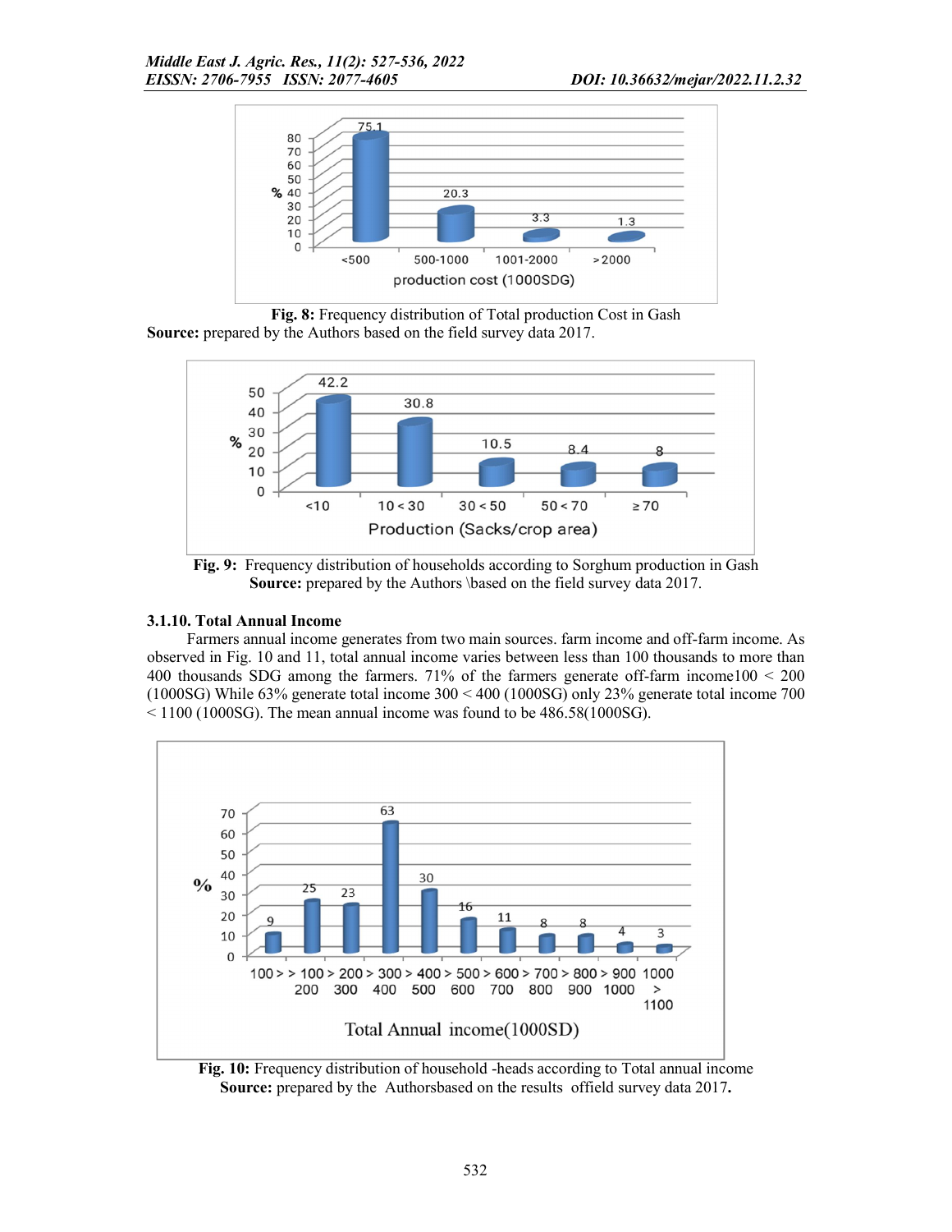Fig. 8: Frequency distribution of Total production Cost in Gash
**Source:** prepared by the Authors based on the field survey data 2017.

Fig. 9: Frequency distribution of households according to Sorghum production in Gash
**Source:** prepared by the Authors \based on the field survey data 2017.

### 3.1.10. Total Annual Income

Farmers annual income generates from two main sources. farm income and off-farm income. As observed in Fig. 10 and 11, total annual income varies between less than 100 thousands to more than 400 thousands SDG among the farmers. 71% of the farmers generate off-farm income100 < 200 (1000SG) While 63% generate total income 300 < 400 (1000SG) only 23% generate total income 700 < 1100 (1000SG). The mean annual income was found to be 486.58(1000SG).

**Fig. 10:** Frequency distribution of household -heads according to Total annual income
**Source:** prepared by the Authorsbased on the results offield survey data 2017.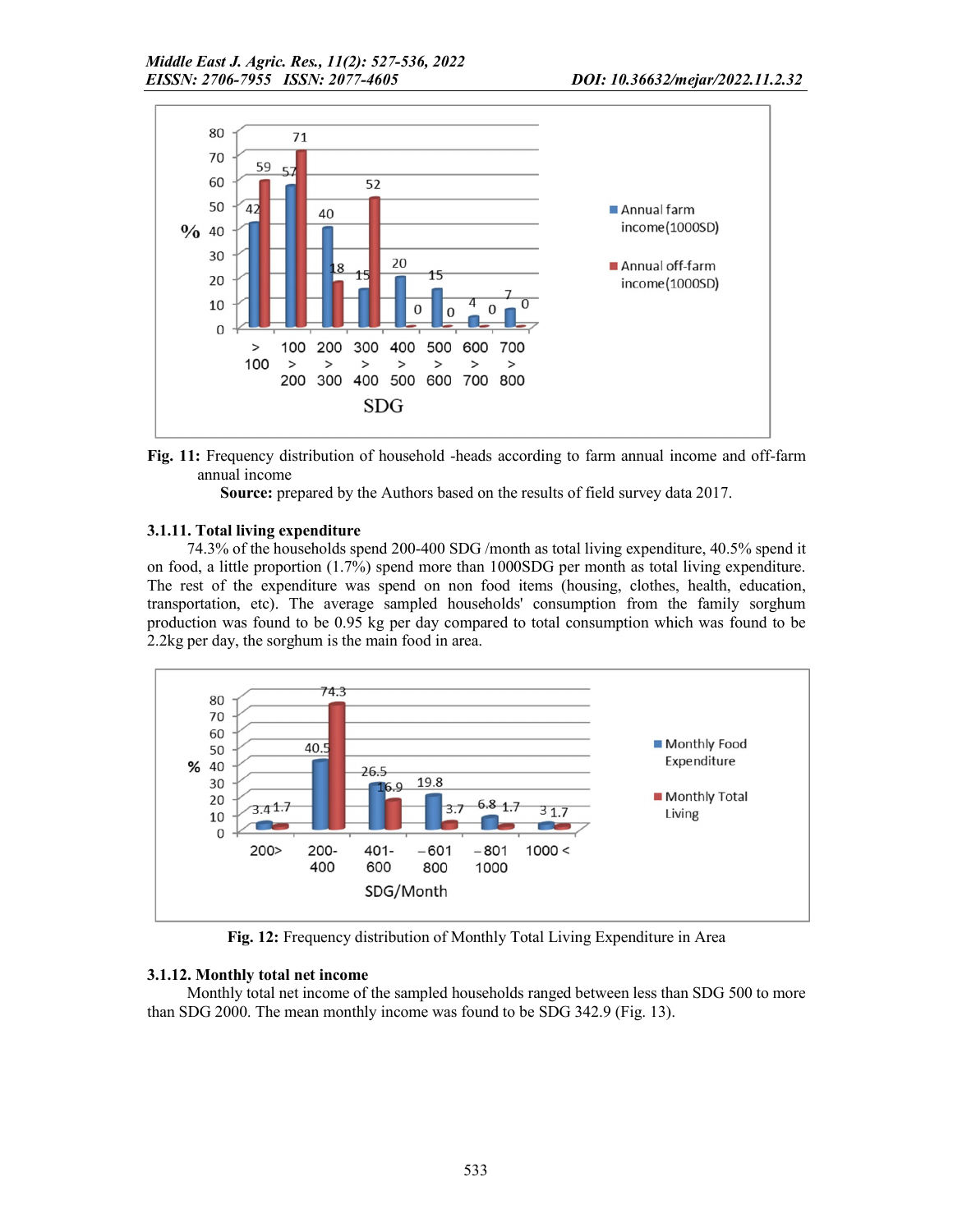Fig. 11: Frequency distribution of household -heads according to farm annual income and off-farm annual income

**Source:** prepared by the Authors based on the results of field survey data 2017.

### 3.1.11. Total living expenditure

74.3% of the households spend 200-400 SDG /month as total living expenditure, 40.5% spend it on food, a little proportion (1.7%) spend more than 1000SDG per month as total living expenditure. The rest of the expenditure was spend on non food items (housing, clothes, health, education, transportation, etc). The average sampled households' consumption from the family sorghum production was found to be 0.95 kg per day compared to total consumption which was found to be 2.2kg per day, the sorghum is the main food in area.

**Fig. 12:** Frequency distribution of Monthly Total Living Expenditure in Area

### 3.1.12. Monthly total net income

Monthly total net income of the sampled households ranged between less than SDG 500 to more than SDG 2000. The mean monthly income was found to be SDG 342.9 (Fig. 13).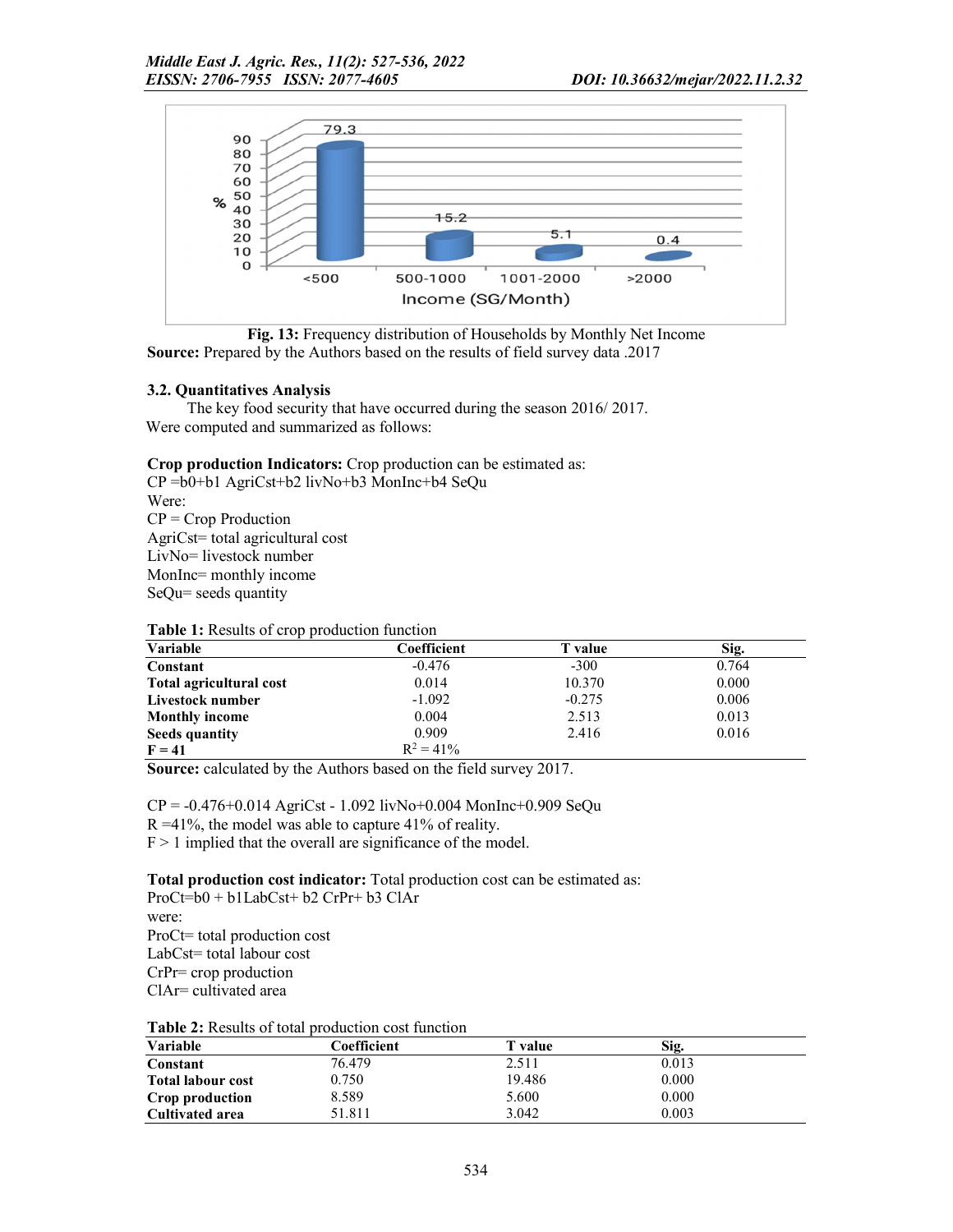Fig. 13: Frequency distribution of Households by Monthly Net Income

**Source:** Prepared by the Authors based on the results of field survey data .2017

### 3.2. Quantitatives Analysis

The key food security that have occurred during the season 2016/ 2017. Were computed and summarized as follows:

**Crop production Indicators:** Crop production can be estimated as:

CP =b0+b1 AgriCst+b2 livNo+b3 MonInc+b4 SeQu

Were:

CP = Crop Production

AgriCst= total agricultural cost

LivNo= livestock number

MonInc= monthly income

SeQu= seeds quantity

**Table 1:** Results of crop production function

| Variable | Coefficient | T value | Sig. |
|---|---|---|---|
| **Constant** | -0.476 | -300 | 0.764 |
| **Total agricultural cost** | 0.014 | 10.370 | 0.000 |
| **Livestock number** | -1.092 | -0.275 | 0.006 |
| **Monthly income** | 0.004 | 2.513 | 0.013 |
| **Seeds quantity** | 0.909 | 2.416 | 0.016 |
| **F = 41** | $R^2 = 41\%$ | | |

**Source:** calculated by the Authors based on the field survey 2017.

CP = -0.476+0.014 AgriCst - 1.092 livNo+0.004 MonInc+0.909 SeQu

R =41%, the model was able to capture 41% of reality.

F > 1 implied that the overall are significance of the model.

**Total production cost indicator:** Total production cost can be estimated as:

ProCt=b0 + b1LabCst+ b2 CrPr+ b3 ClAr

were:

ProCt= total production cost

LabCst= total labour cost

CrPr= crop production

ClAr= cultivated area

**Table 2:** Results of total production cost function

| Variable | Coefficient | T value | Sig. |
|---|---|---|---|
| **Constant** | 76.479 | 2.511 | 0.013 |
| **Total labour cost** | 0.750 | 19.486 | 0.000 |
| **Crop production** | 8.589 | 5.600 | 0.000 |
| **Cultivated area** | 51.811 | 3.042 | 0.003 |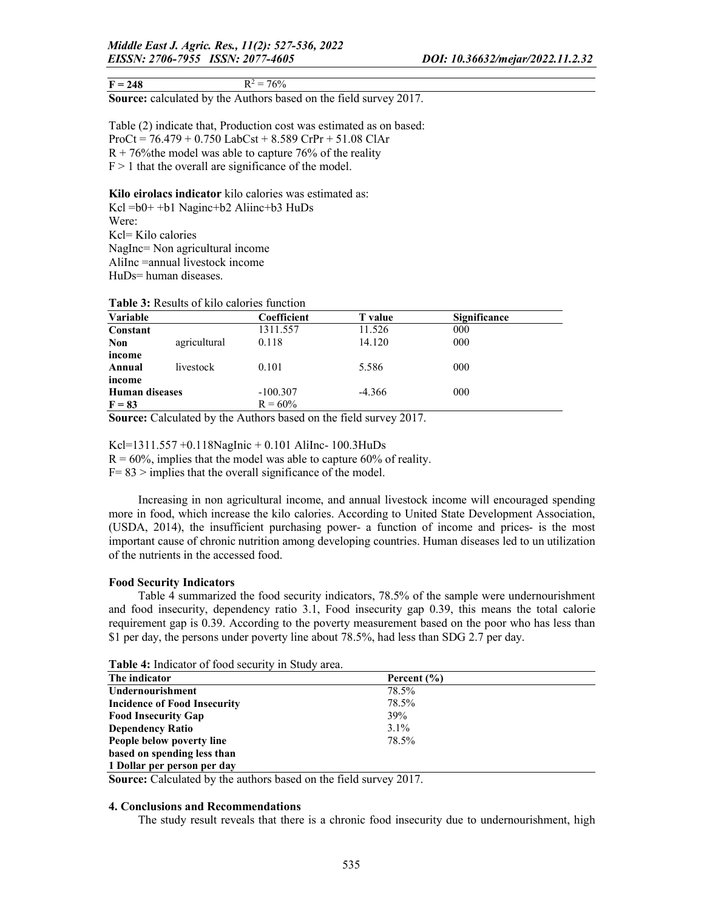| $F = 248$ | $R^2 = 76\%$ |
|---|---|

**Source:** calculated by the Authors based on the field survey 2017.

Table (2) indicate that, Production cost was estimated as on based:

ProCt = 76.479 + 0.750 LabCst + 8.589 CrPr + 51.08 ClAr

R + 76%the model was able to capture 76% of the reality

F > 1 that the overall are significance of the model.

**Kilo eirolacs indicator** kilo calories was estimated as:

Kcl =b0+ +b1 Naginc+b2 Aliinc+b3 HuDs

Were:

Kcl= Kilo calories

NagInc= Non agricultural income

AliInc =annual livestock income

HuDs= human diseases.

**Table 3:** Results of kilo calories function

| Variable | Coefficient | T value | Significance |
|---|---|---|---|
| **Constant** | 1311.557 | 11.526 | 000 |
| **Non agricultural income** | 0.118 | 14.120 | 000 |
| **Annual livestock income** | 0.101 | 5.586 | 000 |
| **Human diseases** | -100.307 | -4.366 | 000 |
| **F = 83** | R = 60% | | |

**Source:** Calculated by the Authors based on the field survey 2017.

Kcl=1311.557 +0.118NagInic + 0.101 AliInc- 100.3HuDs

R = 60%, implies that the model was able to capture 60% of reality.

F= 83 > implies that the overall significance of the model.

Increasing in non agricultural income, and annual livestock income will encouraged spending more in food, which increase the kilo calories. According to United State Development Association, (USDA, 2014), the insufficient purchasing power- a function of income and prices- is the most important cause of chronic nutrition among developing countries. Human diseases led to un utilization of the nutrients in the accessed food.

**Food Security Indicators**

Table 4 summarized the food security indicators, 78.5% of the sample were undernourishment and food insecurity, dependency ratio 3.1, Food insecurity gap 0.39, this means the total calorie requirement gap is 0.39. According to the poverty measurement based on the poor who has less than $1 per day, the persons under poverty line about 78.5%, had less than SDG 2.7 per day.

**Table 4:** Indicator of food security in Study area.

| The indicator | Percent (%) |
|---|---|
| **Undernourishment** | 78.5% |
| **Incidence of Food Insecurity** | 78.5% |
| **Food Insecurity Gap** | 39% |
| **Dependency Ratio** | 3.1% |
| **People below poverty line based on spending less than 1 Dollar per person per day** | 78.5% |

**Source:** Calculated by the authors based on the field survey 2017.

## 4. Conclusions and Recommendations

The study result reveals that there is a chronic food insecurity due to undernourishment, high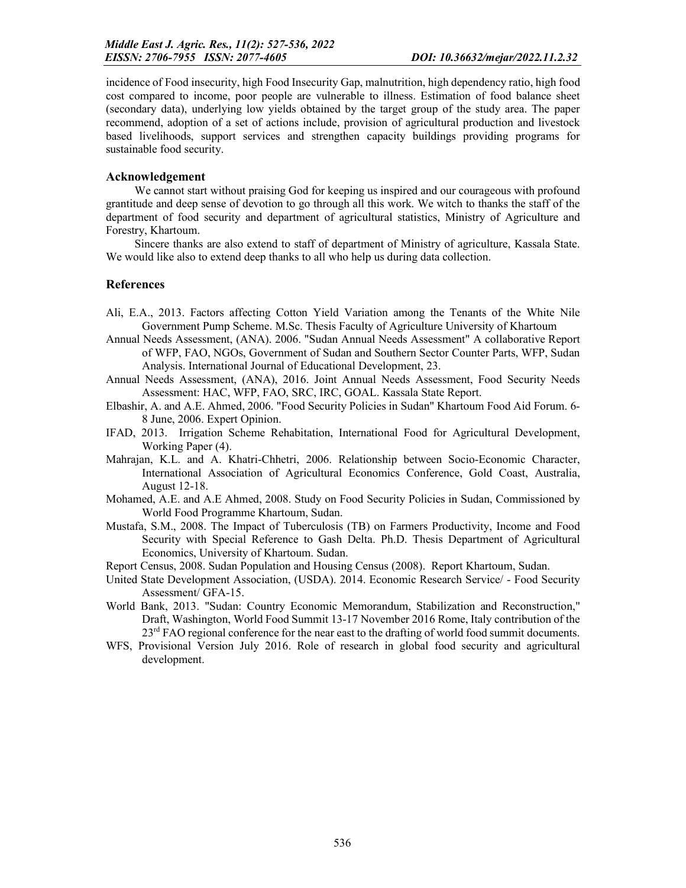incidence of Food insecurity, high Food Insecurity Gap, malnutrition, high dependency ratio, high food cost compared to income, poor people are vulnerable to illness. Estimation of food balance sheet (secondary data), underlying low yields obtained by the target group of the study area. The paper recommend, adoption of a set of actions include, provision of agricultural production and livestock based livelihoods, support services and strengthen capacity buildings providing programs for sustainable food security.

## Acknowledgement

We cannot start without praising God for keeping us inspired and our courageous with profound grantitude and deep sense of devotion to go through all this work. We witch to thanks the staff of the department of food security and department of agricultural statistics, Ministry of Agriculture and Forestry, Khartoum.

Sincere thanks are also extend to staff of department of Ministry of agriculture, Kassala State. We would like also to extend deep thanks to all who help us during data collection.

## References

Ali, E.A., 2013. Factors affecting Cotton Yield Variation among the Tenants of the White Nile Government Pump Scheme. M.Sc. Thesis Faculty of Agriculture University of Khartoum

Annual Needs Assessment, (ANA). 2006. "Sudan Annual Needs Assessment" A collaborative Report of WFP, FAO, NGOs, Government of Sudan and Southern Sector Counter Parts, WFP, Sudan Analysis. International Journal of Educational Development, 23.

Annual Needs Assessment, (ANA), 2016. Joint Annual Needs Assessment, Food Security Needs Assessment: HAC, WFP, FAO, SRC, IRC, GOAL. Kassala State Report.

Elbashir, A. and A.E. Ahmed, 2006. "Food Security Policies in Sudan" Khartoum Food Aid Forum. 6-8 June, 2006. Expert Opinion.

IFAD, 2013. Irrigation Scheme Rehabitation, International Food for Agricultural Development, Working Paper (4).

Mahrajan, K.L. and A. Khatri-Chhetri, 2006. Relationship between Socio-Economic Character, International Association of Agricultural Economics Conference, Gold Coast, Australia, August 12-18.

Mohamed, A.E. and A.E Ahmed, 2008. Study on Food Security Policies in Sudan, Commissioned by World Food Programme Khartoum, Sudan.

Mustafa, S.M., 2008. The Impact of Tuberculosis (TB) on Farmers Productivity, Income and Food Security with Special Reference to Gash Delta. Ph.D. Thesis Department of Agricultural Economics, University of Khartoum. Sudan.

Report Census, 2008. Sudan Population and Housing Census (2008). Report Khartoum, Sudan.

United State Development Association, (USDA). 2014. Economic Research Service/ - Food Security Assessment/ GFA-15.

World Bank, 2013. "Sudan: Country Economic Memorandum, Stabilization and Reconstruction," Draft, Washington, World Food Summit 13-17 November 2016 Rome, Italy contribution of the 23rd FAO regional conference for the near east to the drafting of world food summit documents.

WFS, Provisional Version July 2016. Role of research in global food security and agricultural development.